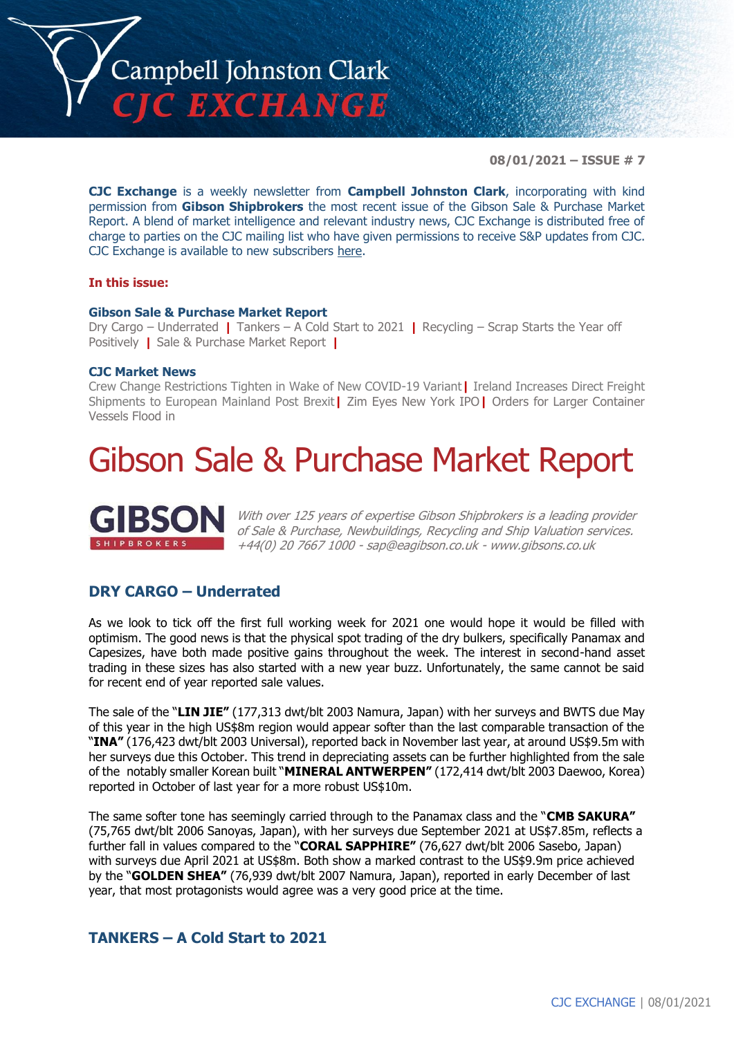# Campbell Johnston Clark
## CJC EXCHANGE

**08/01/2021 – ISSUE # 7**

**CJC Exchange** is a weekly newsletter from **Campbell Johnston Clark**, incorporating with kind permission from **Gibson Shipbrokers** the most recent issue of the Gibson Sale & Purchase Market Report. A blend of market intelligence and relevant industry news, CJC Exchange is distributed free of charge to parties on the CJC mailing list who have given permissions to receive S&P updates from CJC. CJC Exchange is available to new subscribers here.

**In this issue:**

**Gibson Sale & Purchase Market Report**
Dry Cargo – Underrated | Tankers – A Cold Start to 2021 | Recycling – Scrap Starts the Year off Positively | Sale & Purchase Market Report |

**CJC Market News**
Crew Change Restrictions Tighten in Wake of New COVID-19 Variant | Ireland Increases Direct Freight Shipments to European Mainland Post Brexit | Zim Eyes New York IPO | Orders for Larger Container Vessels Flood in

# Gibson Sale & Purchase Market Report

**GIBSON** SHIPBROKERS

*With over 125 years of expertise Gibson Shipbrokers is a leading provider of Sale & Purchase, Newbuildings, Recycling and Ship Valuation services. +44(0) 20 7667 1000 - sap@eagibson.co.uk - www.gibsons.co.uk*

## DRY CARGO – Underrated

As we look to tick off the first full working week for 2021 one would hope it would be filled with optimism. The good news is that the physical spot trading of the dry bulkers, specifically Panamax and Capesizes, have both made positive gains throughout the week. The interest in second-hand asset trading in these sizes has also started with a new year buzz. Unfortunately, the same cannot be said for recent end of year reported sale values.

The sale of the "**LIN JIE"** (177,313 dwt/blt 2003 Namura, Japan) with her surveys and BWTS due May of this year in the high US$8m region would appear softer than the last comparable transaction of the "**INA"** (176,423 dwt/blt 2003 Universal), reported back in November last year, at around US$9.5m with her surveys due this October. This trend in depreciating assets can be further highlighted from the sale of the notably smaller Korean built "**MINERAL ANTWERPEN"** (172,414 dwt/blt 2003 Daewoo, Korea) reported in October of last year for a more robust US$10m.

The same softer tone has seemingly carried through to the Panamax class and the "**CMB SAKURA"** (75,765 dwt/blt 2006 Sanoyas, Japan), with her surveys due September 2021 at US$7.85m, reflects a further fall in values compared to the "**CORAL SAPPHIRE"** (76,627 dwt/blt 2006 Sasebo, Japan) with surveys due April 2021 at US$8m. Both show a marked contrast to the US$9.9m price achieved by the "**GOLDEN SHEA"** (76,939 dwt/blt 2007 Namura, Japan), reported in early December of last year, that most protagonists would agree was a very good price at the time.

## TANKERS – A Cold Start to 2021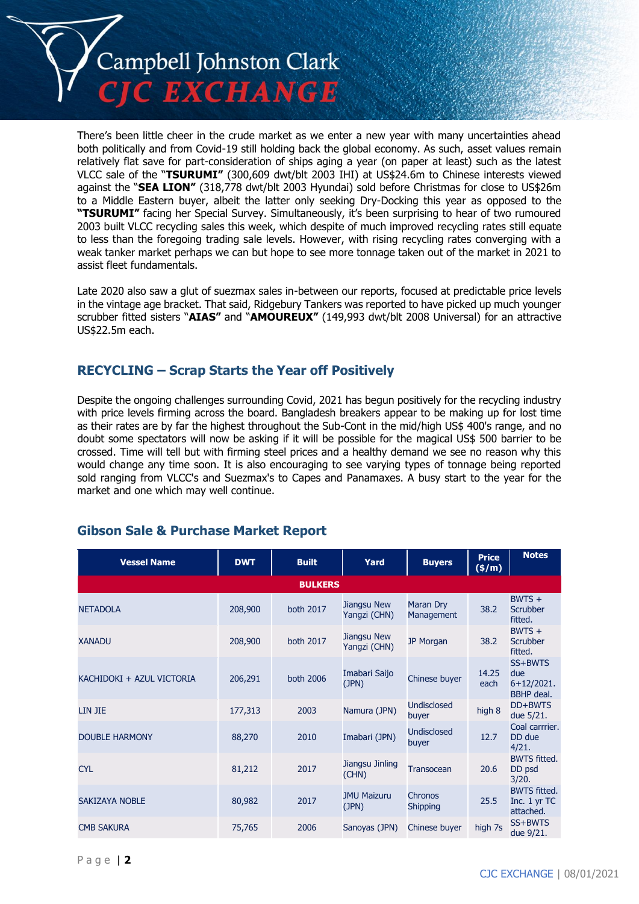There's been little cheer in the crude market as we enter a new year with many uncertainties ahead both politically and from Covid-19 still holding back the global economy. As such, asset values remain relatively flat save for part-consideration of ships aging a year (on paper at least) such as the latest VLCC sale of the "**TSURUMI"** (300,609 dwt/blt 2003 IHI) at US$24.6m to Chinese interests viewed against the "**SEA LION"** (318,778 dwt/blt 2003 Hyundai) sold before Christmas for close to US$26m to a Middle Eastern buyer, albeit the latter only seeking Dry-Docking this year as opposed to the **"TSURUMI"** facing her Special Survey. Simultaneously, it's been surprising to hear of two rumoured 2003 built VLCC recycling sales this week, which despite of much improved recycling rates still equate to less than the foregoing trading sale levels. However, with rising recycling rates converging with a weak tanker market perhaps we can but hope to see more tonnage taken out of the market in 2021 to assist fleet fundamentals.

Late 2020 also saw a glut of suezmax sales in-between our reports, focused at predictable price levels in the vintage age bracket. That said, Ridgebury Tankers was reported to have picked up much younger scrubber fitted sisters "**AIAS"** and "**AMOUREUX"** (149,993 dwt/blt 2008 Universal) for an attractive US$22.5m each.

## RECYCLING – Scrap Starts the Year off Positively

Despite the ongoing challenges surrounding Covid, 2021 has begun positively for the recycling industry with price levels firming across the board. Bangladesh breakers appear to be making up for lost time as their rates are by far the highest throughout the Sub-Cont in the mid/high US$ 400's range, and no doubt some spectators will now be asking if it will be possible for the magical US$ 500 barrier to be crossed. Time will tell but with firming steel prices and a healthy demand we see no reason why this would change any time soon. It is also encouraging to see varying types of tonnage being reported sold ranging from VLCC's and Suezmax's to Capes and Panamaxes. A busy start to the year for the market and one which may well continue.

## Gibson Sale & Purchase Market Report

| Vessel Name | DWT | Built | Yard | Buyers | Price ($/m) | Notes |
|---|---|---|---|---|---|---|
| **BULKERS** | | | | | | |
| NETADOLA | 208,900 | both 2017 | Jiangsu New Yangzi (CHN) | Maran Dry Management | 38.2 | BWTS + Scrubber fitted. |
| XANADU | 208,900 | both 2017 | Jiangsu New Yangzi (CHN) | JP Morgan | 38.2 | BWTS + Scrubber fitted. |
| KACHIDOKI + AZUL VICTORIA | 206,291 | both 2006 | Imabari Saijo (JPN) | Chinese buyer | 14.25 each | SS+BWTS due 6+12/2021. BBHP deal. |
| LIN JIE | 177,313 | 2003 | Namura (JPN) | Undisclosed buyer | high 8 | DD+BWTS due 5/21. |
| DOUBLE HARMONY | 88,270 | 2010 | Imabari (JPN) | Undisclosed buyer | 12.7 | Coal carrrier. DD due 4/21. |
| CYL | 81,212 | 2017 | Jiangsu Jinling (CHN) | Transocean | 20.6 | BWTS fitted. DD psd 3/20. |
| SAKIZAYA NOBLE | 80,982 | 2017 | JMU Maizuru (JPN) | Chronos Shipping | 25.5 | BWTS fitted. Inc. 1 yr TC attached. |
| CMB SAKURA | 75,765 | 2006 | Sanoyas (JPN) | Chinese buyer | high 7s | SS+BWTS due 9/21. |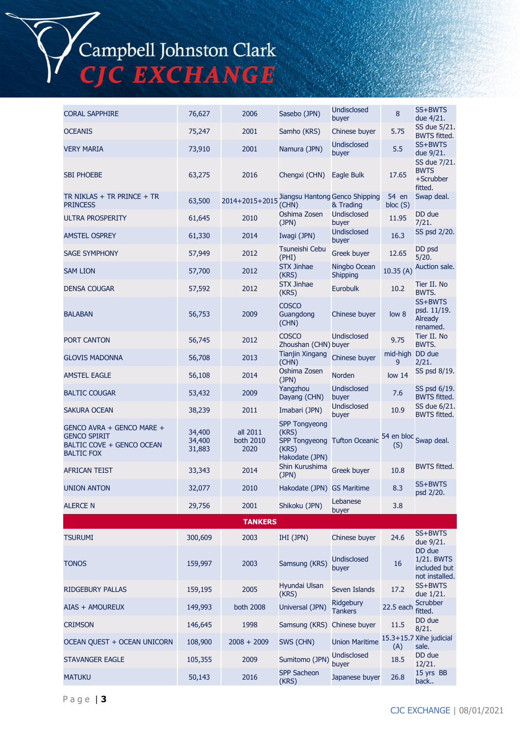| | | | | | | |
|---|---|---|---|---|---|---|
| CORAL SAPPHIRE | 76,627 | 2006 | Sasebo (JPN) | Undisclosed buyer | 8 | SS+BWTS due 4/21. |
| OCEANIS | 75,247 | 2001 | Samho (KRS) | Chinese buyer | 5.75 | SS due 5/21. BWTS fitted. |
| VERY MARIA | 73,910 | 2001 | Namura (JPN) | Undisclosed buyer | 5.5 | SS+BWTS due 9/21. |
| SBI PHOEBE | 63,275 | 2016 | Chengxi (CHN) | Eagle Bulk | 17.65 | SS due 7/21. BWTS +Scrubber fitted. |
| TR NIKLAS + TR PRINCE + TR PRINCESS | 63,500 | 2014+2015+2015 | Jiangsu Hantong (CHN) | Genco Shipping & Trading | 54 en bloc (S) | Swap deal. |
| ULTRA PROSPERITY | 61,645 | 2010 | Oshima Zosen (JPN) | Undisclosed buyer | 11.95 | DD due 7/21. |
| AMSTEL OSPREY | 61,330 | 2014 | Iwagi (JPN) | Undisclosed buyer | 16.3 | SS psd 2/20. |
| SAGE SYMPHONY | 57,949 | 2012 | Tsuneishi Cebu (PHI) | Greek buyer | 12.65 | DD psd 5/20. |
| SAM LION | 57,700 | 2012 | STX Jinhae (KRS) | Ningbo Ocean Shipping | 10.35 (A) | Auction sale. |
| DENSA COUGAR | 57,592 | 2012 | STX Jinhae (KRS) | Eurobulk | 10.2 | Tier II. No BWTS. |
| BALABAN | 56,753 | 2009 | COSCO Guangdong (CHN) | Chinese buyer | low 8 | SS+BWTS psd. 11/19. Already renamed. |
| PORT CANTON | 56,745 | 2012 | COSCO Zhoushan (CHN) | Undisclosed buyer | 9.75 | Tier II. No BWTS. |
| GLOVIS MADONNA | 56,708 | 2013 | Tianjin Xingang (CHN) | Chinese buyer | mid-high 9 | DD due 2/21. |
| AMSTEL EAGLE | 56,108 | 2014 | Oshima Zosen (JPN) | Norden | low 14 | SS psd 8/19. |
| BALTIC COUGAR | 53,432 | 2009 | Yangzhou Dayang (CHN) | Undisclosed buyer | 7.6 | SS psd 6/19. BWTS fitted. |
| SAKURA OCEAN | 38,239 | 2011 | Imabari (JPN) | Undisclosed buyer | 10.9 | SS due 6/21. BWTS fitted. |
| GENCO AVRA + GENCO MARE + GENCO SPIRIT BALTIC COVE + GENCO OCEAN BALTIC FOX | 34,400 34,400 31,883 | all 2011 both 2010 2020 | SPP Tongyeong (KRS) SPP Tongyeong (KRS) Hakodate (JPN) | Tufton Oceanic | 54 en bloc (S) | Swap deal. |
| AFRICAN TEIST | 33,343 | 2014 | Shin Kurushima (JPN) | Greek buyer | 10.8 | BWTS fitted. |
| UNION ANTON | 32,077 | 2010 | Hakodate (JPN) | GS Maritime | 8.3 | SS+BWTS psd 2/20. |
| ALERCE N | 29,756 | 2001 | Shikoku (JPN) | Lebanese buyer | 3.8 | |
| **TANKERS** | | | | | | |
| TSURUMI | 300,609 | 2003 | IHI (JPN) | Chinese buyer | 24.6 | SS+BWTS due 9/21. |
| TONOS | 159,997 | 2003 | Samsung (KRS) | Undisclosed buyer | 16 | DD due 1/21. BWTS included but not installed. |
| RIDGEBURY PALLAS | 159,195 | 2005 | Hyundai Ulsan (KRS) | Seven Islands | 17.2 | SS+BWTS due 1/21. |
| AIAS + AMOUREUX | 149,993 | both 2008 | Universal (JPN) | Ridgebury Tankers | 22.5 each | Scrubber fitted. |
| CRIMSON | 146,645 | 1998 | Samsung (KRS) | Chinese buyer | 11.5 | DD due 8/21. |
| OCEAN QUEST + OCEAN UNICORN | 108,900 | 2008 + 2009 | SWS (CHN) | Union Maritime | 15.3+15.7 (A) | Xihe judicial sale. |
| STAVANGER EAGLE | 105,355 | 2009 | Sumitomo (JPN) | Undisclosed buyer | 18.5 | DD due 12/21. |
| MATUKU | 50,143 | 2016 | SPP Sacheon (KRS) | Japanese buyer | 26.8 | 15 yrs BB back.. |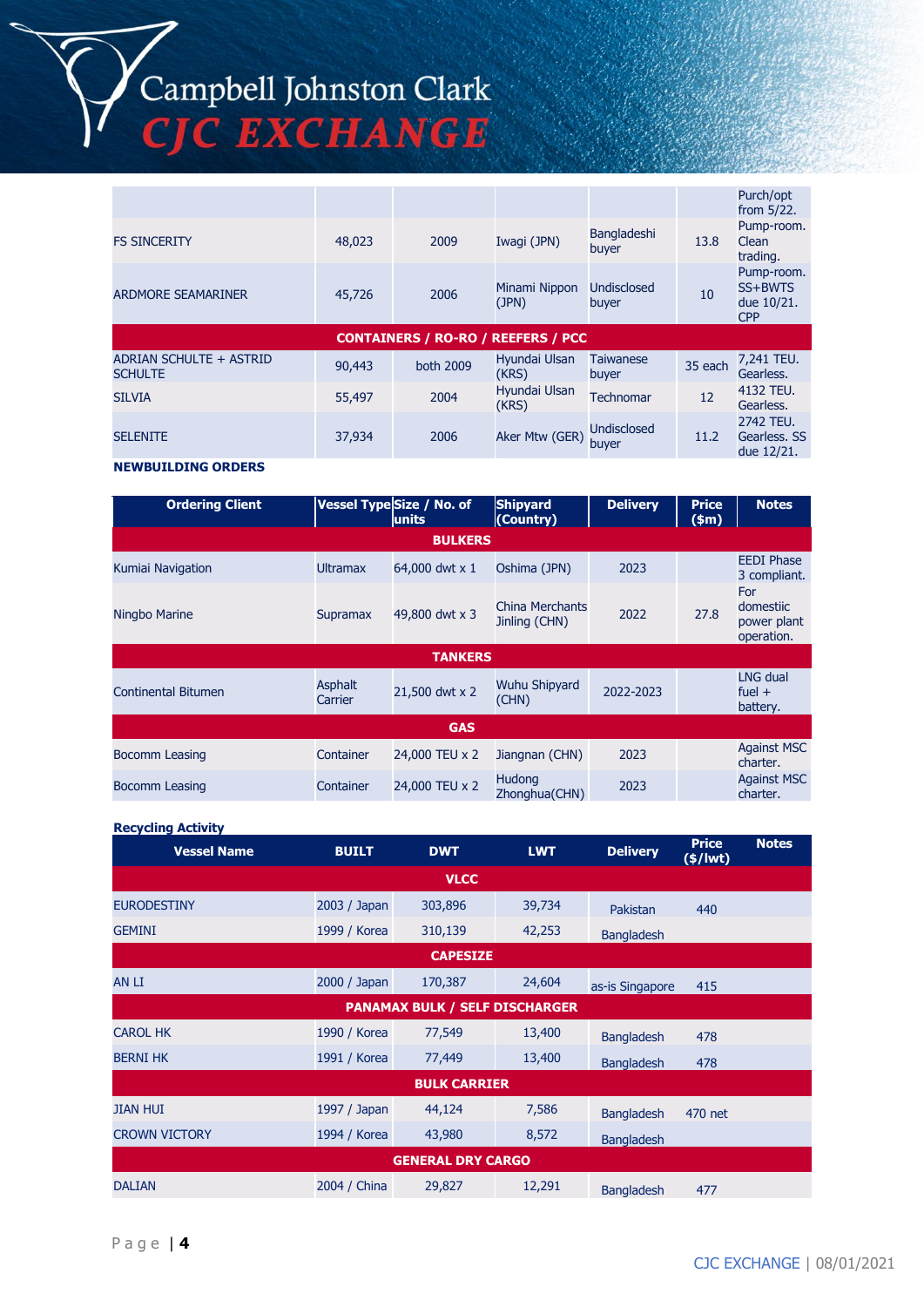| | | | | | | |
|---|---|---|---|---|---|---|
| | | | | | | Purch/opt from 5/22. |
| FS SINCERITY | 48,023 | 2009 | Iwagi (JPN) | Bangladeshi buyer | 13.8 | Pump-room. Clean trading. |
| ARDMORE SEAMARINER | 45,726 | 2006 | Minami Nippon (JPN) | Undisclosed buyer | 10 | Pump-room. SS+BWTS due 10/21. CPP |
| **CONTAINERS / RO-RO / REEFERS / PCC** | | | | | | |
| ADRIAN SCHULTE + ASTRID SCHULTE | 90,443 | both 2009 | Hyundai Ulsan (KRS) | Taiwanese buyer | 35 each | 7,241 TEU. Gearless. |
| SILVIA | 55,497 | 2004 | Hyundai Ulsan (KRS) | Technomar | 12 | 4132 TEU. Gearless. |
| SELENITE | 37,934 | 2006 | Aker Mtw (GER) | Undisclosed buyer | 11.2 | 2742 TEU. Gearless. SS due 12/21. |

**NEWBUILDING ORDERS**

| Ordering Client | Vessel Type | Size / No. of units | Shipyard (Country) | Delivery | Price ($m) | Notes |
|---|---|---|---|---|---|---|
| **BULKERS** | | | | | | |
| Kumiai Navigation | Ultramax | 64,000 dwt x 1 | Oshima (JPN) | 2023 | | EEDI Phase 3 compliant. |
| Ningbo Marine | Supramax | 49,800 dwt x 3 | China Merchants Jinling (CHN) | 2022 | 27.8 | For domestiic power plant operation. |
| **TANKERS** | | | | | | |
| Continental Bitumen | Asphalt Carrier | 21,500 dwt x 2 | Wuhu Shipyard (CHN) | 2022-2023 | | LNG dual fuel + battery. |
| **GAS** | | | | | | |
| Bocomm Leasing | Container | 24,000 TEU x 2 | Jiangnan (CHN) | 2023 | | Against MSC charter. |
| Bocomm Leasing | Container | 24,000 TEU x 2 | Hudong Zhonghua(CHN) | 2023 | | Against MSC charter. |

**Recycling Activity**

| Vessel Name | BUILT | DWT | LWT | Delivery | Price ($/lwt) | Notes |
|---|---|---|---|---|---|---|
| **VLCC** | | | | | | |
| EURODESTINY | 2003 / Japan | 303,896 | 39,734 | Pakistan | 440 | |
| GEMINI | 1999 / Korea | 310,139 | 42,253 | Bangladesh | | |
| **CAPESIZE** | | | | | | |
| AN LI | 2000 / Japan | 170,387 | 24,604 | as-is Singapore | 415 | |
| **PANAMAX BULK / SELF DISCHARGER** | | | | | | |
| CAROL HK | 1990 / Korea | 77,549 | 13,400 | Bangladesh | 478 | |
| BERNI HK | 1991 / Korea | 77,449 | 13,400 | Bangladesh | 478 | |
| **BULK CARRIER** | | | | | | |
| JIAN HUI | 1997 / Japan | 44,124 | 7,586 | Bangladesh | 470 net | |
| CROWN VICTORY | 1994 / Korea | 43,980 | 8,572 | Bangladesh | | |
| **GENERAL DRY CARGO** | | | | | | |
| DALIAN | 2004 / China | 29,827 | 12,291 | Bangladesh | 477 | |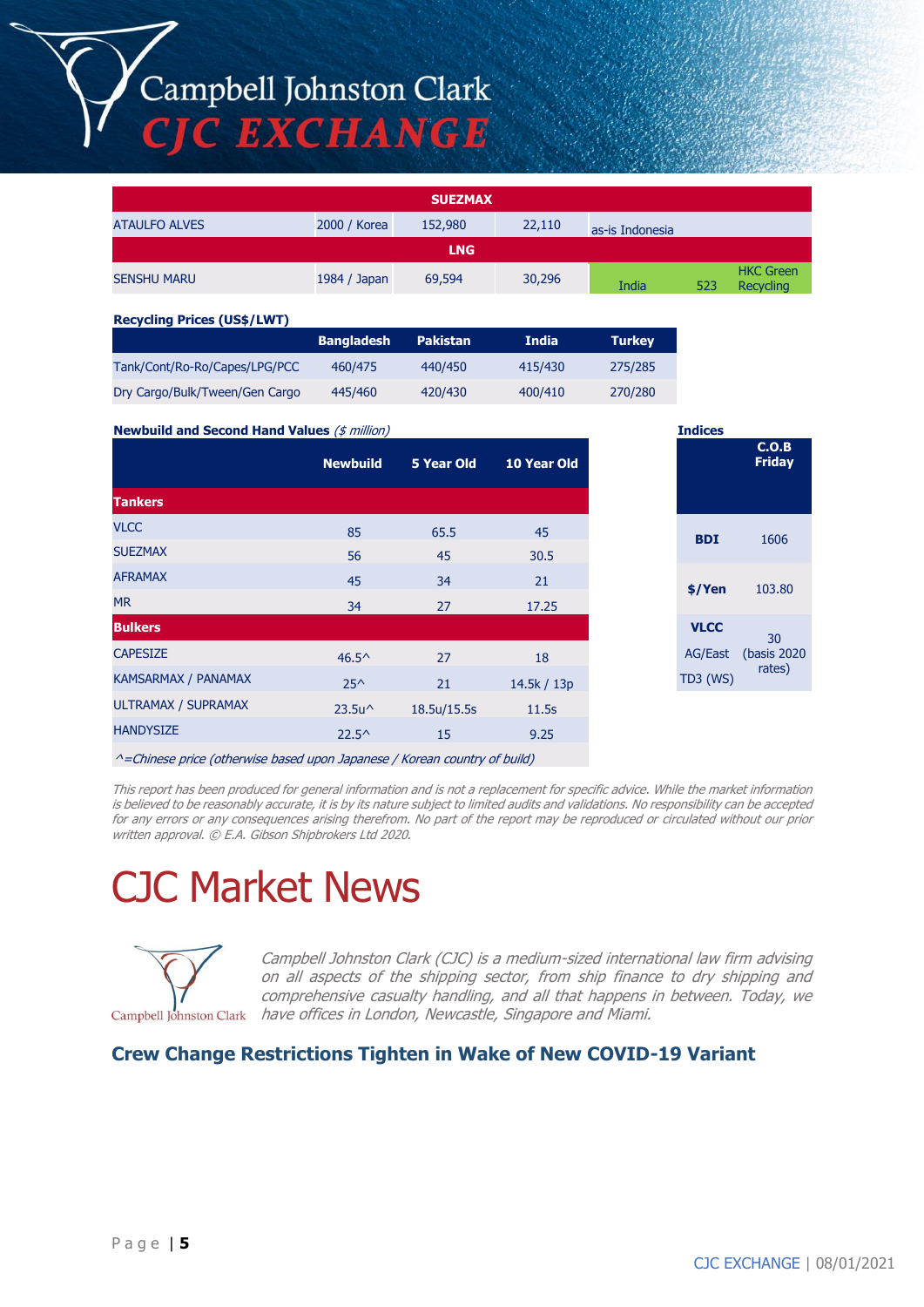# Campbell Johnston Clark
## CJC EXCHANGE

| SUEZMAX | | | | | | |
|---|---|---|---|---|---|---|
| ATAULFO ALVES | 2000 / Korea | 152,980 | 22,110 | as-is Indonesia | | |
| **LNG** | | | | | | |
| SENSHU MARU | 1984 / Japan | 69,594 | 30,296 | India | 523 | HKC Green Recycling |

**Recycling Prices (US$/LWT)**

| | Bangladesh | Pakistan | India | Turkey |
|---|---|---|---|---|
| Tank/Cont/Ro-Ro/Capes/LPG/PCC | 460/475 | 440/450 | 415/430 | 275/285 |
| Dry Cargo/Bulk/Tween/Gen Cargo | 445/460 | 420/430 | 400/410 | 270/280 |

**Newbuild and Second Hand Values** *($ million)*

| | Newbuild | 5 Year Old | 10 Year Old |
|---|---|---|---|
| **Tankers** | | | |
| VLCC | 85 | 65.5 | 45 |
| SUEZMAX | 56 | 45 | 30.5 |
| AFRAMAX | 45 | 34 | 21 |
| MR | 34 | 27 | 17.25 |
| **Bulkers** | | | |
| CAPESIZE | 46.5^ | 27 | 18 |
| KAMSARMAX / PANAMAX | 25^ | 21 | 14.5k / 13p |
| ULTRAMAX / SUPRAMAX | 23.5u^ | 18.5u/15.5s | 11.5s |
| HANDYSIZE | 22.5^ | 15 | 9.25 |

*^=Chinese price (otherwise based upon Japanese / Korean country of build)*

**Indices**

| | C.O.B Friday |
|---|---|
| **BDI** | 1606 |
| **$/Yen** | 103.80 |
| **VLCC** AG/East TD3 (WS) | 30 (basis 2020 rates) |

*This report has been produced for general information and is not a replacement for specific advice. While the market information is believed to be reasonably accurate, it is by its nature subject to limited audits and validations. No responsibility can be accepted for any errors or any consequences arising therefrom. No part of the report may be reproduced or circulated without our prior written approval. © E.A. Gibson Shipbrokers Ltd 2020.*

# CJC Market News

Campbell Johnston Clark

*Campbell Johnston Clark (CJC) is a medium-sized international law firm advising on all aspects of the shipping sector, from ship finance to dry shipping and comprehensive casualty handling, and all that happens in between. Today, we have offices in London, Newcastle, Singapore and Miami.*

## Crew Change Restrictions Tighten in Wake of New COVID-19 Variant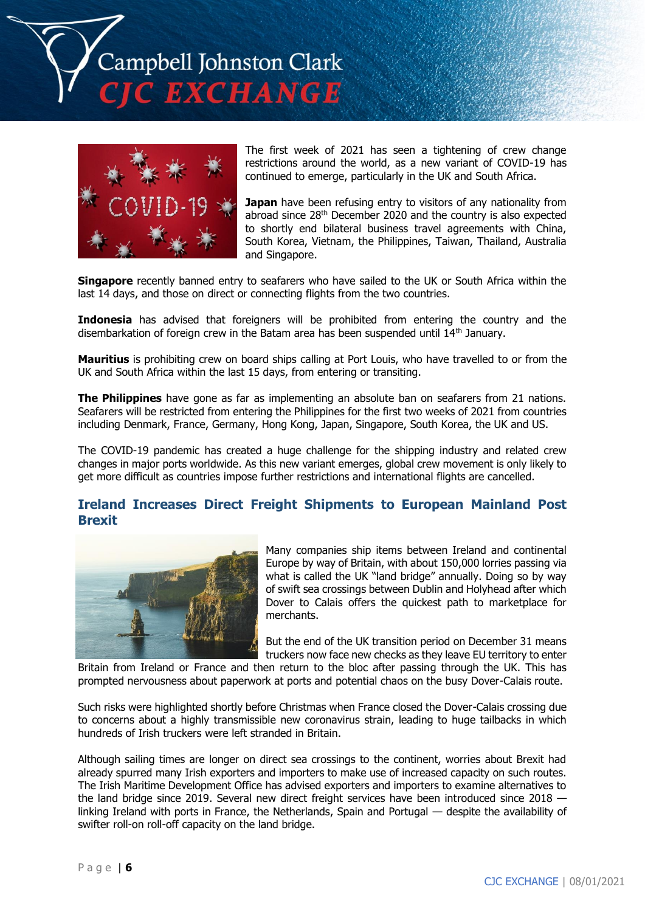The first week of 2021 has seen a tightening of crew change restrictions around the world, as a new variant of COVID-19 has continued to emerge, particularly in the UK and South Africa.

**Japan** have been refusing entry to visitors of any nationality from abroad since 28th December 2020 and the country is also expected to shortly end bilateral business travel agreements with China, South Korea, Vietnam, the Philippines, Taiwan, Thailand, Australia and Singapore.

**Singapore** recently banned entry to seafarers who have sailed to the UK or South Africa within the last 14 days, and those on direct or connecting flights from the two countries.

**Indonesia** has advised that foreigners will be prohibited from entering the country and the disembarkation of foreign crew in the Batam area has been suspended until 14th January.

**Mauritius** is prohibiting crew on board ships calling at Port Louis, who have travelled to or from the UK and South Africa within the last 15 days, from entering or transiting.

**The Philippines** have gone as far as implementing an absolute ban on seafarers from 21 nations. Seafarers will be restricted from entering the Philippines for the first two weeks of 2021 from countries including Denmark, France, Germany, Hong Kong, Japan, Singapore, South Korea, the UK and US.

The COVID-19 pandemic has created a huge challenge for the shipping industry and related crew changes in major ports worldwide. As this new variant emerges, global crew movement is only likely to get more difficult as countries impose further restrictions and international flights are cancelled.

## Ireland Increases Direct Freight Shipments to European Mainland Post Brexit

Many companies ship items between Ireland and continental Europe by way of Britain, with about 150,000 lorries passing via what is called the UK "land bridge" annually. Doing so by way of swift sea crossings between Dublin and Holyhead after which Dover to Calais offers the quickest path to marketplace for merchants.

But the end of the UK transition period on December 31 means truckers now face new checks as they leave EU territory to enter Britain from Ireland or France and then return to the bloc after passing through the UK. This has prompted nervousness about paperwork at ports and potential chaos on the busy Dover-Calais route.

Such risks were highlighted shortly before Christmas when France closed the Dover-Calais crossing due to concerns about a highly transmissible new coronavirus strain, leading to huge tailbacks in which hundreds of Irish truckers were left stranded in Britain.

Although sailing times are longer on direct sea crossings to the continent, worries about Brexit had already spurred many Irish exporters and importers to make use of increased capacity on such routes. The Irish Maritime Development Office has advised exporters and importers to examine alternatives to the land bridge since 2019. Several new direct freight services have been introduced since 2018 — linking Ireland with ports in France, the Netherlands, Spain and Portugal — despite the availability of swifter roll-on roll-off capacity on the land bridge.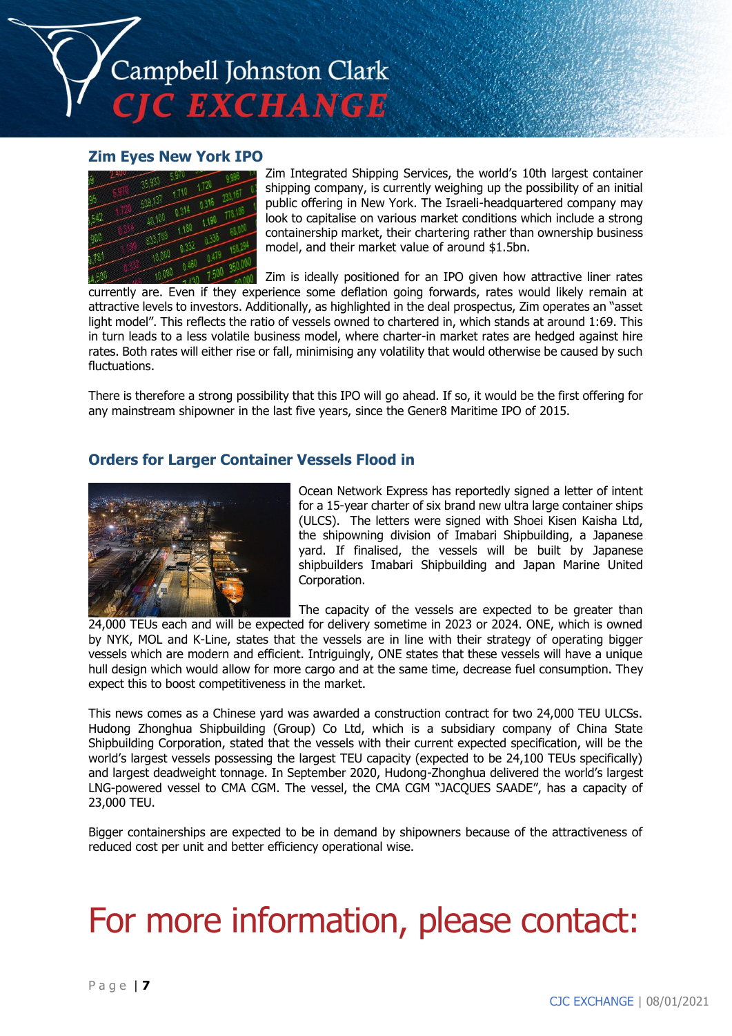## Zim Eyes New York IPO

Zim Integrated Shipping Services, the world's 10th largest container shipping company, is currently weighing up the possibility of an initial public offering in New York. The Israeli-headquartered company may look to capitalise on various market conditions which include a strong containership market, their chartering rather than ownership business model, and their market value of around $1.5bn.

Zim is ideally positioned for an IPO given how attractive liner rates currently are. Even if they experience some deflation going forwards, rates would likely remain at attractive levels to investors. Additionally, as highlighted in the deal prospectus, Zim operates an "asset light model". This reflects the ratio of vessels owned to chartered in, which stands at around 1:69. This in turn leads to a less volatile business model, where charter-in market rates are hedged against hire rates. Both rates will either rise or fall, minimising any volatility that would otherwise be caused by such fluctuations.

There is therefore a strong possibility that this IPO will go ahead. If so, it would be the first offering for any mainstream shipowner in the last five years, since the Gener8 Maritime IPO of 2015.

## Orders for Larger Container Vessels Flood in

Ocean Network Express has reportedly signed a letter of intent for a 15-year charter of six brand new ultra large container ships (ULCS). The letters were signed with Shoei Kisen Kaisha Ltd, the shipowning division of Imabari Shipbuilding, a Japanese yard. If finalised, the vessels will be built by Japanese shipbuilders Imabari Shipbuilding and Japan Marine United Corporation.

The capacity of the vessels are expected to be greater than 24,000 TEUs each and will be expected for delivery sometime in 2023 or 2024. ONE, which is owned by NYK, MOL and K-Line, states that the vessels are in line with their strategy of operating bigger vessels which are modern and efficient. Intriguingly, ONE states that these vessels will have a unique hull design which would allow for more cargo and at the same time, decrease fuel consumption. They expect this to boost competitiveness in the market.

This news comes as a Chinese yard was awarded a construction contract for two 24,000 TEU ULCSs. Hudong Zhonghua Shipbuilding (Group) Co Ltd, which is a subsidiary company of China State Shipbuilding Corporation, stated that the vessels with their current expected specification, will be the world's largest vessels possessing the largest TEU capacity (expected to be 24,100 TEUs specifically) and largest deadweight tonnage. In September 2020, Hudong-Zhonghua delivered the world's largest LNG-powered vessel to CMA CGM. The vessel, the CMA CGM "JACQUES SAADE", has a capacity of 23,000 TEU.

Bigger containerships are expected to be in demand by shipowners because of the attractiveness of reduced cost per unit and better efficiency operational wise.

# For more information, please contact: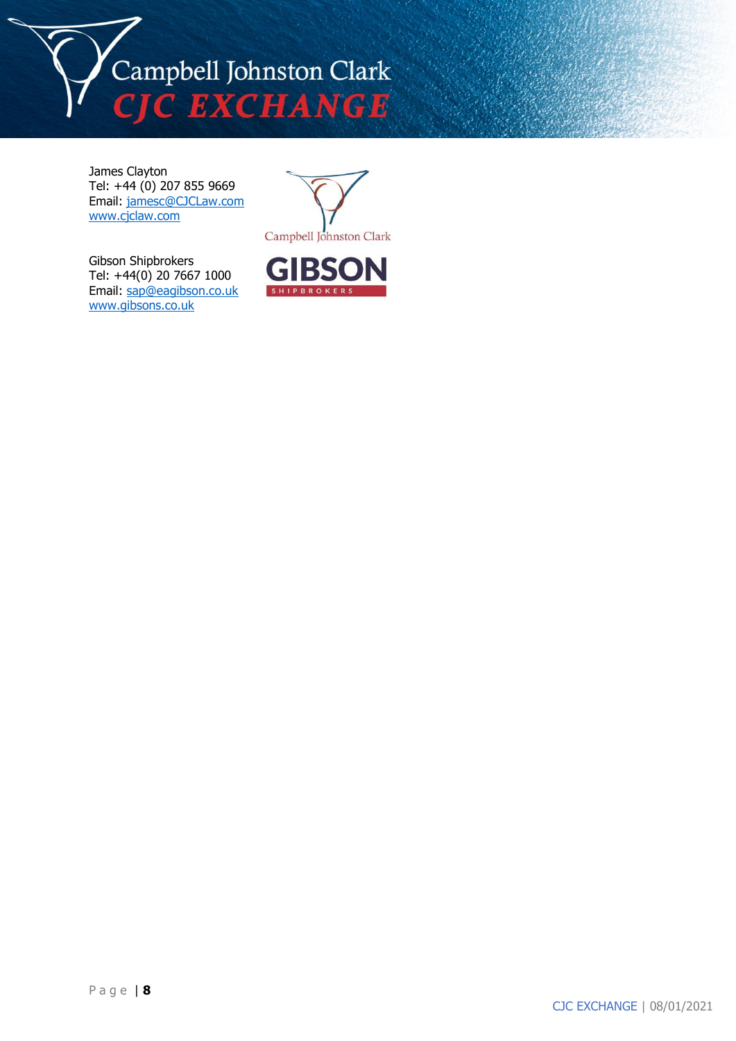James Clayton
Tel: +44 (0) 207 855 9669
Email: jamesc@CJCLaw.com
www.cjclaw.com

Gibson Shipbrokers
Tel: +44(0) 20 7667 1000
Email: sap@eagibson.co.uk
www.gibsons.co.uk